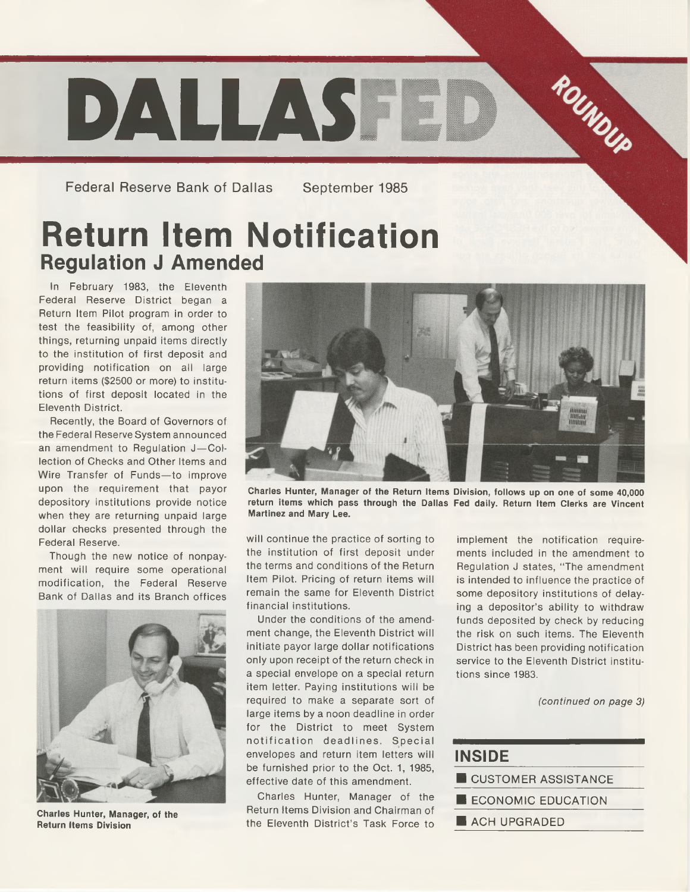# DALLASFED ROUNDUP

Federal Reserve Bank of Dallas September 1985

# Return Item Notification

## Regulation J Amended

In February 1983, the Eleventh Federal Reserve District began a Return Item Pilot program in order to test the feasibility of, among other things, returning unpaid items directly to the institution of first deposit and providing notification on all large return items ($2500 or more) to institutions of first deposit located in the Eleventh District.

Recently, the Board of Governors of the Federal Reserve System announced an amendment to Regulation J—Collection of Checks and Other Items and Wire Transfer of Funds—to improve upon the requirement that payor depository institutions provide notice when they are returning unpaid large dollar checks presented through the Federal Reserve.

Though the new notice of nonpayment will require some operational modification, the Federal Reserve Bank of Dallas and its Branch offices will continue the practice of sorting to the institution of first deposit under the terms and conditions of the Return Item Pilot. Pricing of return items will remain the same for Eleventh District financial institutions.

**Charles Hunter, Manager, of the Return Items Division**

**Charles Hunter, Manager of the Return Items Division, follows up on one of some 40,000 return items which pass through the Dallas Fed daily. Return Item Clerks are Vincent Martinez and Mary Lee.**

Under the conditions of the amendment change, the Eleventh District will initiate payor large dollar notifications only upon receipt of the return check in a special envelope on a special return item letter. Paying institutions will be required to make a separate sort of large items by a noon deadline in order for the District to meet System notification deadlines. Special envelopes and return item letters will be furnished prior to the Oct. 1, 1985, effective date of this amendment.

Charles Hunter, Manager of the Return Items Division and Chairman of the Eleventh District's Task Force to implement the notification requirements included in the amendment to Regulation J states, "The amendment is intended to influence the practice of some depository institutions of delaying a depositor's ability to withdraw funds deposited by check by reducing the risk on such items. The Eleventh District has been providing notification service to the Eleventh District institutions since 1983.

*(continued on page 3)*

## INSIDE

- CUSTOMER ASSISTANCE
- ECONOMIC EDUCATION
- ACH UPGRADED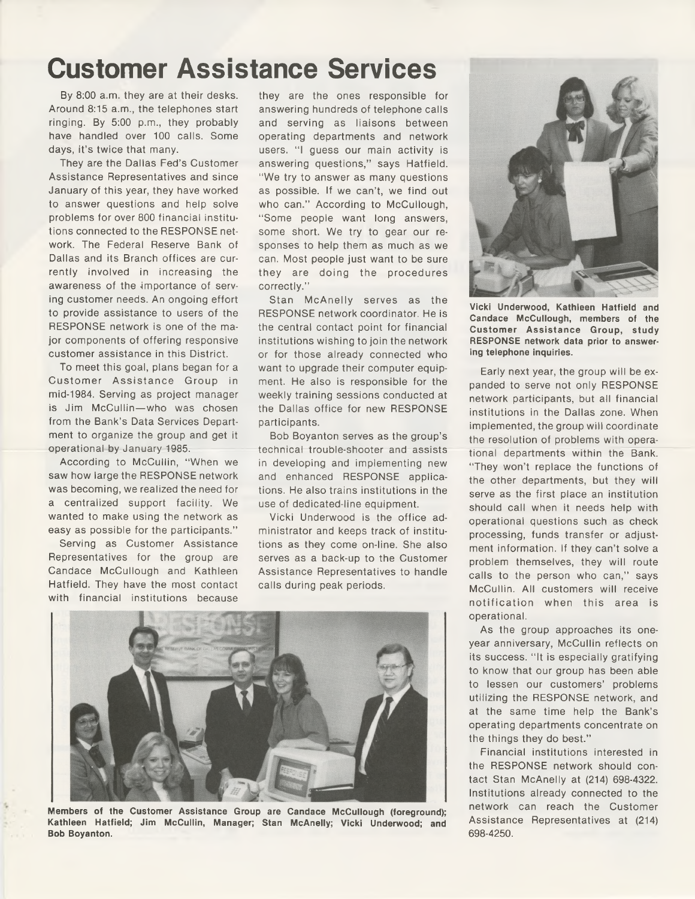# Customer Assistance Services

By 8:00 a.m. they are at their desks. Around 8:15 a.m., the telephones start ringing. By 5:00 p.m., they probably have handled over 100 calls. Some days, it's twice that many.

They are the Dallas Fed's Customer Assistance Representatives and since January of this year, they have worked to answer questions and help solve problems for over 800 financial institutions connected to the RESPONSE network. The Federal Reserve Bank of Dallas and its Branch offices are currently involved in increasing the awareness of the importance of serving customer needs. An ongoing effort to provide assistance to users of the RESPONSE network is one of the major components of offering responsive customer assistance in this District.

To meet this goal, plans began for a Customer Assistance Group in mid-1984. Serving as project manager is Jim McCullin—who was chosen from the Bank's Data Services Department to organize the group and get it operational by January 1985.

According to McCullin, "When we saw how large the RESPONSE network was becoming, we realized the need for a centralized support facility. We wanted to make using the network as easy as possible for the participants."

Serving as Customer Assistance Representatives for the group are Candace McCullough and Kathleen Hatfield. They have the most contact with financial institutions because they are the ones responsible for answering hundreds of telephone calls and serving as liaisons between operating departments and network users. "I guess our main activity is answering questions," says Hatfield. "We try to answer as many questions as possible. If we can't, we find out who can." According to McCullough, "Some people want long answers, some short. We try to gear our responses to help them as much as we can. Most people just want to be sure they are doing the procedures correctly."

Stan McAnelly serves as the RESPONSE network coordinator. He is the central contact point for financial institutions wishing to join the network or for those already connected who want to upgrade their computer equipment. He also is responsible for the weekly training sessions conducted at the Dallas office for new RESPONSE participants.

Bob Boyanton serves as the group's technical trouble-shooter and assists in developing and implementing new and enhanced RESPONSE applications. He also trains institutions in the use of dedicated-line equipment.

Vicki Underwood is the office administrator and keeps track of institutions as they come on-line. She also serves as a back-up to the Customer Assistance Representatives to handle calls during peak periods.

**Vicki Underwood, Kathleen Hatfield and Candace McCullough, members of the Customer Assistance Group, study RESPONSE network data prior to answering telephone inquiries.**

Early next year, the group will be expanded to serve not only RESPONSE network participants, but all financial institutions in the Dallas zone. When implemented, the group will coordinate the resolution of problems with operational departments within the Bank. "They won't replace the functions of the other departments, but they will serve as the first place an institution should call when it needs help with operational questions such as check processing, funds transfer or adjustment information. If they can't solve a problem themselves, they will route calls to the person who can," says McCullin. All customers will receive notification when this area is operational.

As the group approaches its one-year anniversary, McCullin reflects on its success. "It is especially gratifying to know that our group has been able to lessen our customers' problems utilizing the RESPONSE network, and at the same time help the Bank's operating departments concentrate on the things they do best."

Financial institutions interested in the RESPONSE network should contact Stan McAnelly at (214) 698-4322. Institutions already connected to the network can reach the Customer Assistance Representatives at (214) 698-4250.

**Members of the Customer Assistance Group are Candace McCullough (foreground); Kathleen Hatfield; Jim McCullin, Manager; Stan McAnelly; Vicki Underwood; and Bob Boyanton.**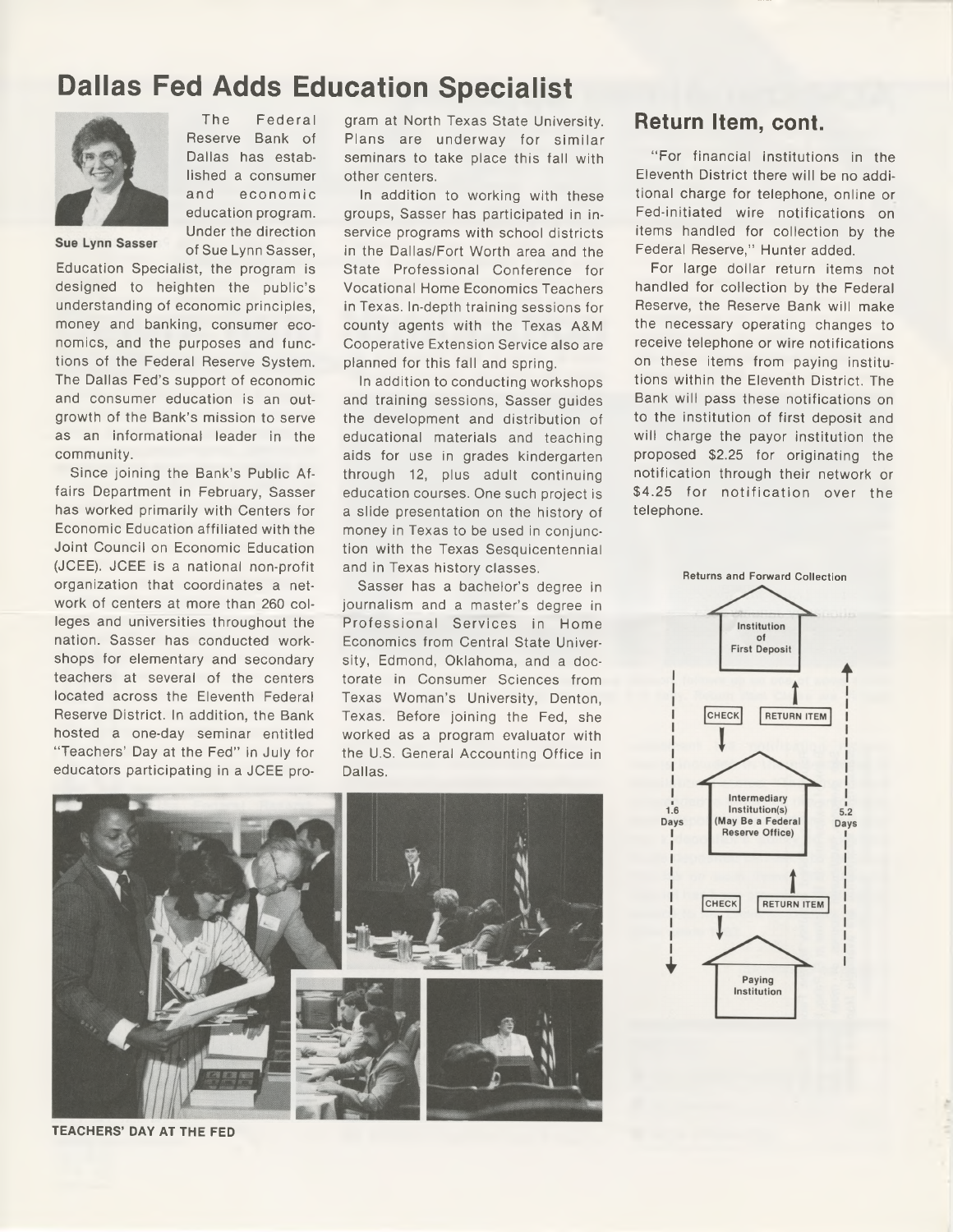# Dallas Fed Adds Education Specialist

Sue Lynn Sasser

The Federal Reserve Bank of Dallas has established a consumer and economic education program. Under the direction of Sue Lynn Sasser, Education Specialist, the program is designed to heighten the public's understanding of economic principles, money and banking, consumer economics, and the purposes and functions of the Federal Reserve System. The Dallas Fed's support of economic and consumer education is an outgrowth of the Bank's mission to serve as an informational leader in the community.

Since joining the Bank's Public Affairs Department in February, Sasser has worked primarily with Centers for Economic Education affiliated with the Joint Council on Economic Education (JCEE). JCEE is a national non-profit organization that coordinates a network of centers at more than 260 colleges and universities throughout the nation. Sasser has conducted workshops for elementary and secondary teachers at several of the centers located across the Eleventh Federal Reserve District. In addition, the Bank hosted a one-day seminar entitled "Teachers' Day at the Fed" in July for educators participating in a JCEE program at North Texas State University. Plans are underway for similar seminars to take place this fall with other centers.

In addition to working with these groups, Sasser has participated in in-service programs with school districts in the Dallas/Fort Worth area and the State Professional Conference for Vocational Home Economics Teachers in Texas. In-depth training sessions for county agents with the Texas A&M Cooperative Extension Service also are planned for this fall and spring.

In addition to conducting workshops and training sessions, Sasser guides the development and distribution of educational materials and teaching aids for use in grades kindergarten through 12, plus adult continuing education courses. One such project is a slide presentation on the history of money in Texas to be used in conjunction with the Texas Sesquicentennial and in Texas history classes.

Sasser has a bachelor's degree in journalism and a master's degree in Professional Services in Home Economics from Central State University, Edmond, Oklahoma, and a doctorate in Consumer Sciences from Texas Woman's University, Denton, Texas. Before joining the Fed, she worked as a program evaluator with the U.S. General Accounting Office in Dallas.

TEACHERS' DAY AT THE FED

## Return Item, cont.

"For financial institutions in the Eleventh District there will be no additional charge for telephone, online or Fed-initiated wire notifications on items handled for collection by the Federal Reserve," Hunter added.

For large dollar return items not handled for collection by the Federal Reserve, the Reserve Bank will make the necessary operating changes to receive telephone or wire notifications on these items from paying institutions within the Eleventh District. The Bank will pass these notifications on to the institution of first deposit and will charge the payor institution the proposed $2.25 for originating the notification through their network or $4.25 for notification over the telephone.

Returns and Forward Collection

Institution of First Deposit

CHECK — RETURN ITEM

Intermediary Institution(s) (May Be a Federal Reserve Office)

CHECK — RETURN ITEM

Paying Institution

1.6 Days

5.2 Days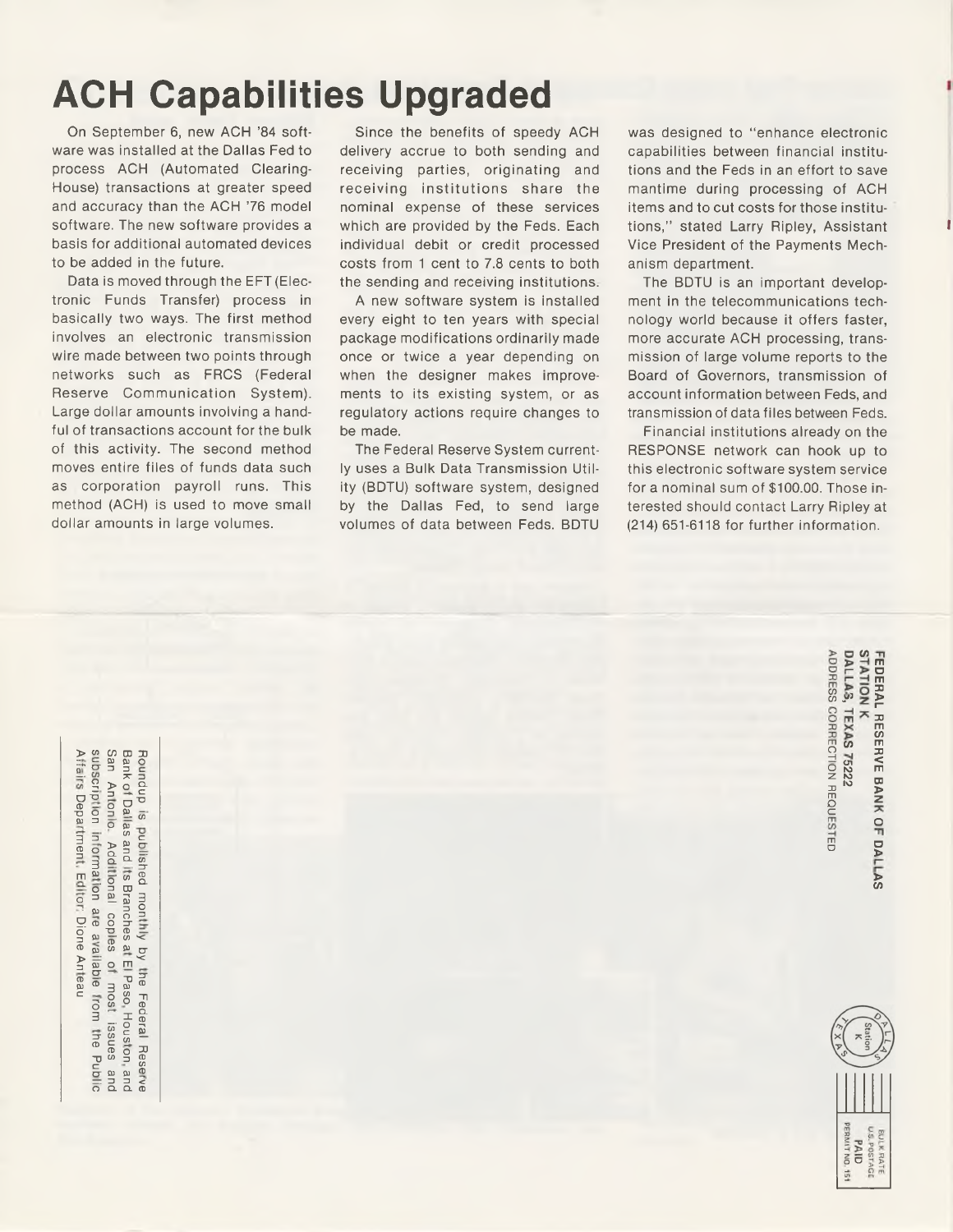# ACH Capabilities Upgraded

On September 6, new ACH '84 software was installed at the Dallas Fed to process ACH (Automated Clearing-House) transactions at greater speed and accuracy than the ACH '76 model software. The new software provides a basis for additional automated devices to be added in the future.

Data is moved through the EFT (Electronic Funds Transfer) process in basically two ways. The first method involves an electronic transmission wire made between two points through networks such as FRCS (Federal Reserve Communication System). Large dollar amounts involving a handful of transactions account for the bulk of this activity. The second method moves entire files of funds data such as corporation payroll runs. This method (ACH) is used to move small dollar amounts in large volumes.

Since the benefits of speedy ACH delivery accrue to both sending and receiving parties, originating and receiving institutions share the nominal expense of these services which are provided by the Feds. Each individual debit or credit processed costs from 1 cent to 7.8 cents to both the sending and receiving institutions.

A new software system is installed every eight to ten years with special package modifications ordinarily made once or twice a year depending on when the designer makes improvements to its existing system, or as regulatory actions require changes to be made.

The Federal Reserve System currently uses a Bulk Data Transmission Utility (BDTU) software system, designed by the Dallas Fed, to send large volumes of data between Feds. BDTU was designed to "enhance electronic capabilities between financial institutions and the Feds in an effort to save mantime during processing of ACH items and to cut costs for those institutions," stated Larry Ripley, Assistant Vice President of the Payments Mechanism department.

The BDTU is an important development in the telecommunications technology world because it offers faster, more accurate ACH processing, transmission of large volume reports to the Board of Governors, transmission of account information between Feds, and transmission of data files between Feds.

Financial institutions already on the RESPONSE network can hook up to this electronic software system service for a nominal sum of $100.00. Those interested should contact Larry Ripley at (214) 651-6118 for further information.

Roundup is published monthly by the Federal Reserve Bank of Dallas and its Branches at El Paso, Houston, and San Antonio. Additional copies of most issues and subscription information are available from the Public Affairs Department. Editor: Dione Anteau

**FEDERAL RESERVE BANK OF DALLAS**
**STATION K**
**DALLAS, TEXAS 75222**
ADDRESS CORRECTION REQUESTED

DALLAS Station K TEXAS

BULK RATE
U.S. POSTAGE
PAID
PERMIT NO. 151